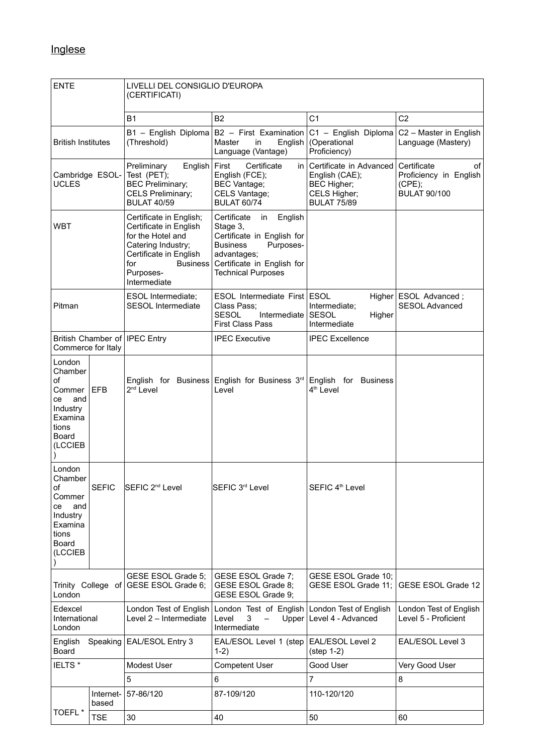Inglese

| ENTE | | LIVELLI DEL CONSIGLIO D'EUROPA (CERTIFICATI) | | | |
|---|---|---|---|---|---|
| | | B1 | B2 | C1 | C2 |
| British Institutes | | B1 – English Diploma (Threshold) | B2 – First Examination Master in English Language (Vantage) | C1 – English Diploma (Operational Proficiency) | C2 – Master in English Language (Mastery) |
| Cambridge ESOL-UCLES | | Preliminary English Test (PET); BEC Preliminary; CELS Preliminary; BULAT 40/59 | First Certificate in English (FCE); BEC Vantage; CELS Vantage; BULAT 60/74 | Certificate in Advanced English (CAE); BEC Higher; CELS Higher; BULAT 75/89 | Certificate of Proficiency in English (CPE); BULAT 90/100 |
| WBT | | Certificate in English; Certificate in English for the Hotel and Catering Industry; Certificate in English for Business Purposes-Intermediate | Certificate in English Stage 3, Certificate in English for Business Purposes-advantages; Certificate in English for Technical Purposes | | |
| Pitman | | ESOL Intermediate; SESOL Intermediate | ESOL Intermediate First Class Pass; SESOL Intermediate First Class Pass | ESOL Higher Intermediate; SESOL Higher Intermediate | ESOL Advanced ; SESOL Advanced |
| British Chamber of Commerce for Italy | | IPEC Entry | IPEC Executive | IPEC Excellence | |
| London Chamber of Commerce and Industry Examinations Board (LCCIEB) | EFB | English for Business 2nd Level | English for Business 3rd Level | English for Business 4th Level | |
| London Chamber of Commerce and Industry Examinations Board (LCCIEB) | SEFIC | SEFIC 2nd Level | SEFIC 3rd Level | SEFIC 4th Level | |
| Trinity College of London | | GESE ESOL Grade 5; GESE ESOL Grade 6; | GESE ESOL Grade 7; GESE ESOL Grade 8; GESE ESOL Grade 9; | GESE ESOL Grade 10; GESE ESOL Grade 11; | GESE ESOL Grade 12 |
| Edexcel International London | | London Test of English Level 2 – Intermediate | London Test of English Level 3 – Upper Intermediate | London Test of English Level 4 - Advanced | London Test of English Level 5 - Proficient |
| English Speaking Board | | EAL/ESOL Entry 3 | EAL/ESOL Level 1 (step 1-2) | EAL/ESOL Level 2 (step 1-2) | EAL/ESOL Level 3 |
| IELTS * | | Modest User | Competent User | Good User | Very Good User |
| | | 5 | 6 | 7 | 8 |
| TOEFL * | Internet-based | 57-86/120 | 87-109/120 | 110-120/120 | |
| | TSE | 30 | 40 | 50 | 60 |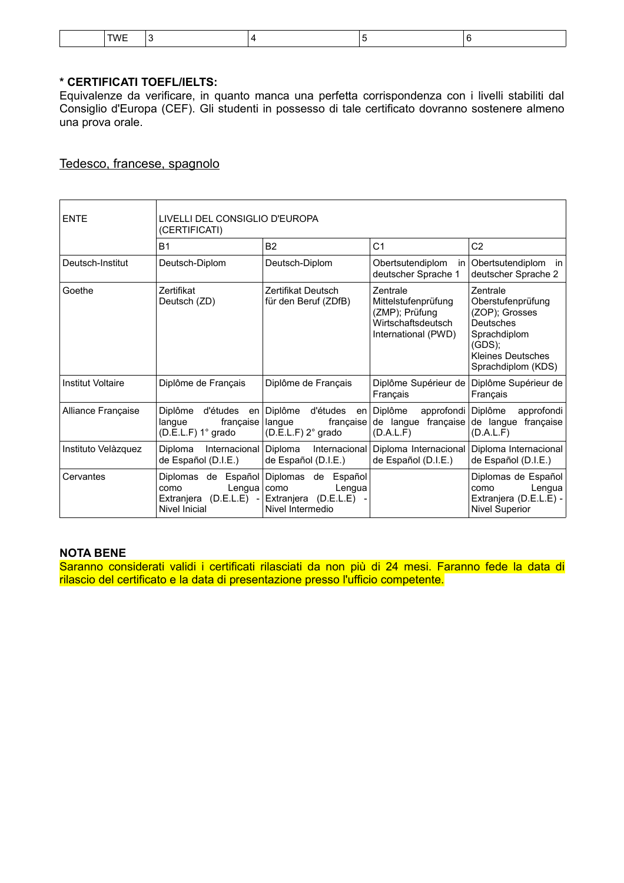| | TWE | 3 | 4 | 5 | 6 |
|---|---|---|---|---|---|

**\* CERTIFICATI TOEFL/IELTS:**
Equivalenze da verificare, in quanto manca una perfetta corrispondenza con i livelli stabiliti dal Consiglio d'Europa (CEF). Gli studenti in possesso di tale certificato dovranno sostenere almeno una prova orale.

Tedesco, francese, spagnolo

| ENTE | LIVELLI DEL CONSIGLIO D'EUROPA (CERTIFICATI) | | | |
|---|---|---|---|---|
| | B1 | B2 | C1 | C2 |
| Deutsch-Institut | Deutsch-Diplom | Deutsch-Diplom | Obertsutendiplom in deutscher Sprache 1 | Obertsutendiplom in deutscher Sprache 2 |
| Goethe | Zertifikat Deutsch (ZD) | Zertifikat Deutsch für den Beruf (ZDfB) | Zentrale Mittelstufenprüfung (ZMP); Prüfung Wirtschaftsdeutsch International (PWD) | Zentrale Oberstufenprüfung (ZOP); Grosses Deutsches Sprachdiplom (GDS); Kleines Deutsches Sprachdiplom (KDS) |
| Institut Voltaire | Diplôme de Français | Diplôme de Français | Diplôme Supérieur de Français | Diplôme Supérieur de Français |
| Alliance Française | Diplôme d'études en langue française (D.E.L.F) 1° grado | Diplôme d'études en langue française (D.E.L.F) 2° grado | Diplôme approfondi de langue française (D.A.L.F) | Diplôme approfondi de langue française (D.A.L.F) |
| Instituto Velàzquez | Diploma Internacional de Español (D.I.E.) | Diploma Internacional de Español (D.I.E.) | Diploma Internacional de Español (D.I.E.) | Diploma Internacional de Español (D.I.E.) |
| Cervantes | Diplomas de Español como Lengua Extranjera (D.E.L.E) - Nivel Inicial | Diplomas de Español como Lengua Extranjera (D.E.L.E) - Nivel Intermedio | | Diplomas de Español como Lengua Extranjera (D.E.L.E) - Nivel Superior |

**NOTA BENE**
Saranno considerati validi i certificati rilasciati da non più di 24 mesi. Faranno fede la data di rilascio del certificato e la data di presentazione presso l'ufficio competente.